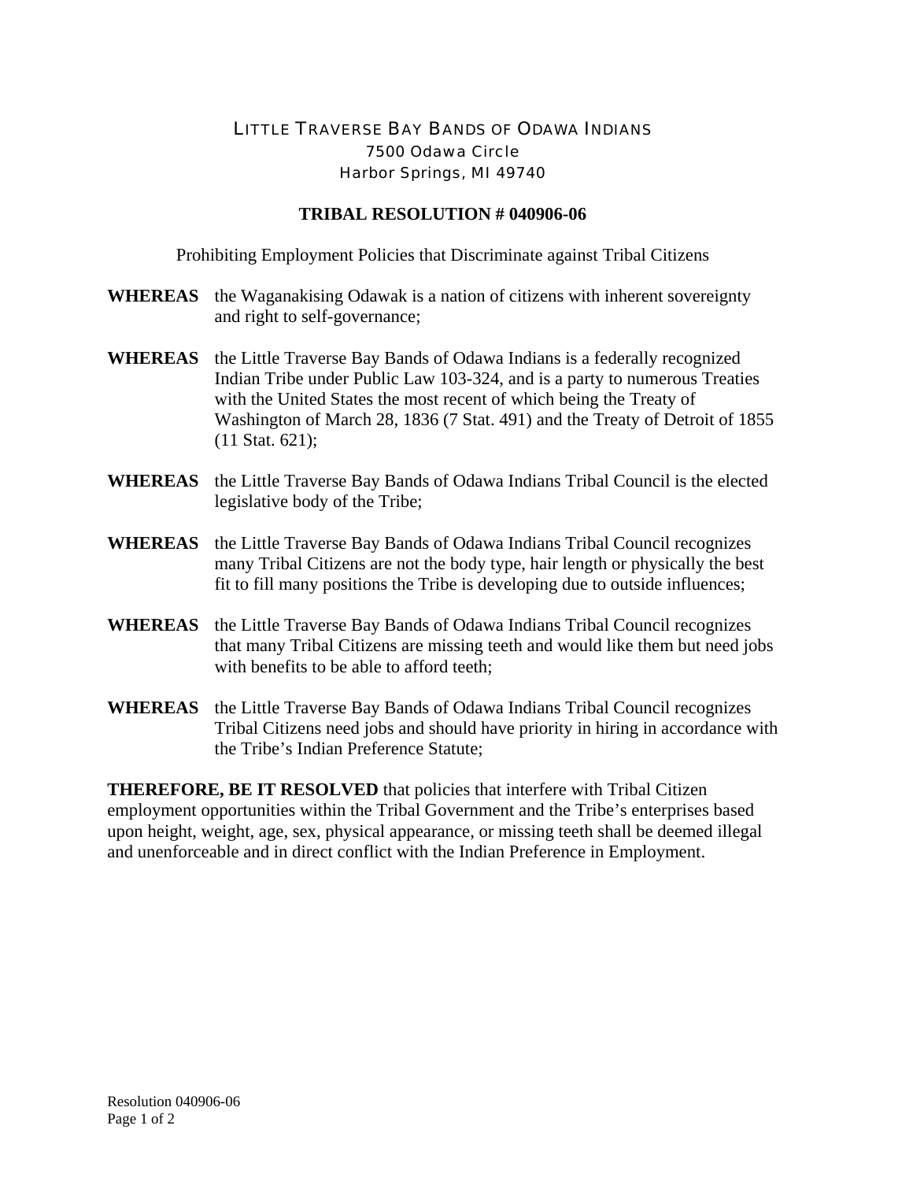# LITTLE TRAVERSE BAY BANDS OF ODAWA INDIANS

7500 Odawa Circle
Harbor Springs, MI 49740

## TRIBAL RESOLUTION # 040906-06

Prohibiting Employment Policies that Discriminate against Tribal Citizens

**WHEREAS** the Waganakising Odawak is a nation of citizens with inherent sovereignty and right to self-governance;

**WHEREAS** the Little Traverse Bay Bands of Odawa Indians is a federally recognized Indian Tribe under Public Law 103-324, and is a party to numerous Treaties with the United States the most recent of which being the Treaty of Washington of March 28, 1836 (7 Stat. 491) and the Treaty of Detroit of 1855 (11 Stat. 621);

**WHEREAS** the Little Traverse Bay Bands of Odawa Indians Tribal Council is the elected legislative body of the Tribe;

**WHEREAS** the Little Traverse Bay Bands of Odawa Indians Tribal Council recognizes many Tribal Citizens are not the body type, hair length or physically the best fit to fill many positions the Tribe is developing due to outside influences;

**WHEREAS** the Little Traverse Bay Bands of Odawa Indians Tribal Council recognizes that many Tribal Citizens are missing teeth and would like them but need jobs with benefits to be able to afford teeth;

**WHEREAS** the Little Traverse Bay Bands of Odawa Indians Tribal Council recognizes Tribal Citizens need jobs and should have priority in hiring in accordance with the Tribe's Indian Preference Statute;

**THEREFORE, BE IT RESOLVED** that policies that interfere with Tribal Citizen employment opportunities within the Tribal Government and the Tribe's enterprises based upon height, weight, age, sex, physical appearance, or missing teeth shall be deemed illegal and unenforceable and in direct conflict with the Indian Preference in Employment.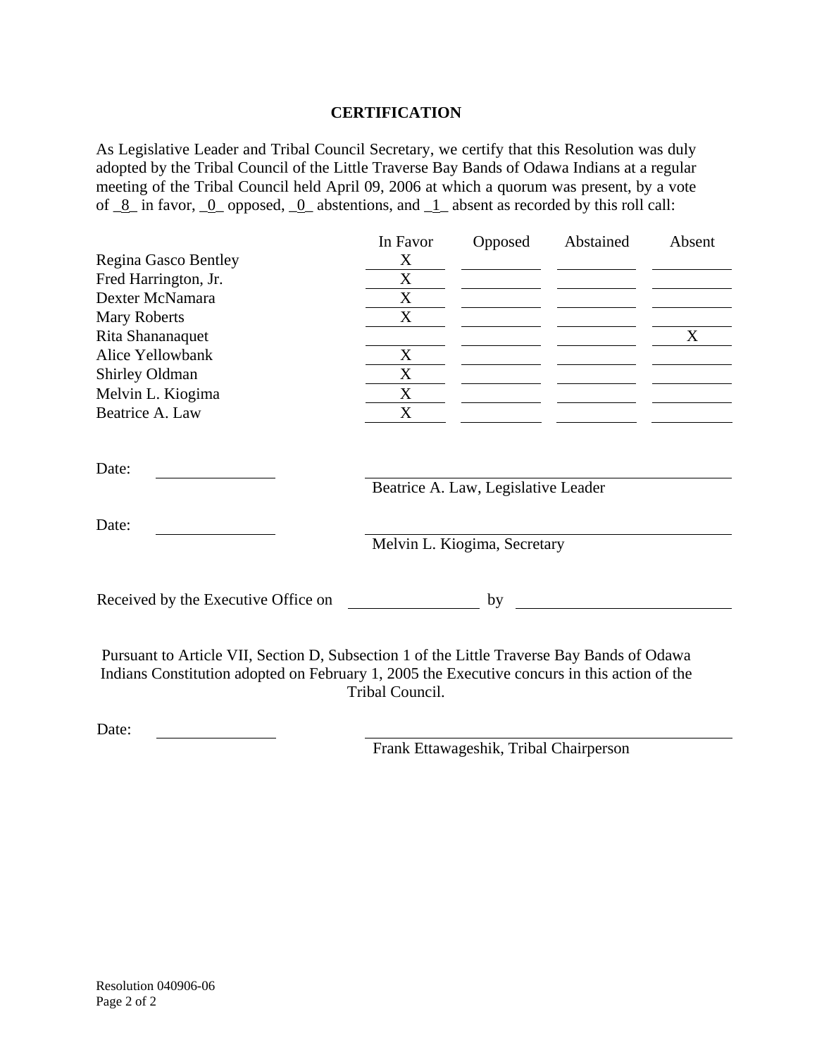## CERTIFICATION

As Legislative Leader and Tribal Council Secretary, we certify that this Resolution was duly adopted by the Tribal Council of the Little Traverse Bay Bands of Odawa Indians at a regular meeting of the Tribal Council held April 09, 2006 at which a quorum was present, by a vote of _8_ in favor, _0_ opposed, _0_ abstentions, and _1_ absent as recorded by this roll call:

| | In Favor | Opposed | Abstained | Absent |
|---|---|---|---|---|
| Regina Gasco Bentley | X | | | |
| Fred Harrington, Jr. | X | | | |
| Dexter McNamara | X | | | |
| Mary Roberts | X | | | |
| Rita Shananaquet | | | | X |
| Alice Yellowbank | X | | | |
| Shirley Oldman | X | | | |
| Melvin L. Kiogima | X | | | |
| Beatrice A. Law | X | | | |

Date: ______________ ______________________________
Beatrice A. Law, Legislative Leader

Date: ______________ ______________________________
Melvin L. Kiogima, Secretary

Received by the Executive Office on ______________ by ______________________

Pursuant to Article VII, Section D, Subsection 1 of the Little Traverse Bay Bands of Odawa Indians Constitution adopted on February 1, 2005 the Executive concurs in this action of the Tribal Council.

Date: ______________ ______________________________
Frank Ettawageshik, Tribal Chairperson

Resolution 040906-06